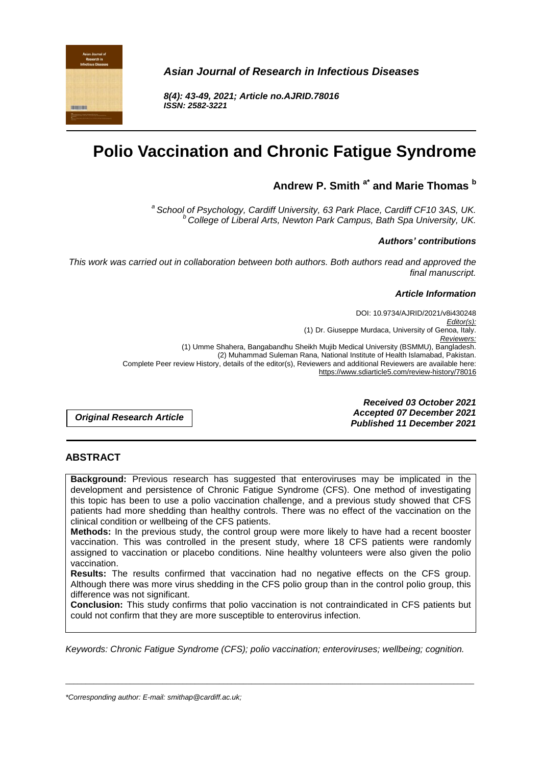*Asian Journal of Research in Infectious Diseases*

*8(4): 43-49, 2021; Article no.AJRID.78016*
*ISSN: 2582-3221*

# Polio Vaccination and Chronic Fatigue Syndrome

**Andrew P. Smith [a*] and Marie Thomas [b]**

[a] *School of Psychology, Cardiff University, 63 Park Place, Cardiff CF10 3AS, UK.*
[b] *College of Liberal Arts, Newton Park Campus, Bath Spa University, UK.*

***Authors' contributions***

*This work was carried out in collaboration between both authors. Both authors read and approved the final manuscript.*

***Article Information***

DOI: 10.9734/AJRID/2021/v8i430248
*Editor(s):*
(1) Dr. Giuseppe Murdaca, University of Genoa, Italy.
*Reviewers:*
(1) Umme Shahera, Bangabandhu Sheikh Mujib Medical University (BSMMU), Bangladesh.
(2) Muhammad Suleman Rana, National Institute of Health Islamabad, Pakistan.
Complete Peer review History, details of the editor(s), Reviewers and additional Reviewers are available here: https://www.sdiarticle5.com/review-history/78016

***Original Research Article***

***Received 03 October 2021***
***Accepted 07 December 2021***
***Published 11 December 2021***

## ABSTRACT

**Background:** Previous research has suggested that enteroviruses may be implicated in the development and persistence of Chronic Fatigue Syndrome (CFS). One method of investigating this topic has been to use a polio vaccination challenge, and a previous study showed that CFS patients had more shedding than healthy controls. There was no effect of the vaccination on the clinical condition or wellbeing of the CFS patients.

**Methods:** In the previous study, the control group were more likely to have had a recent booster vaccination. This was controlled in the present study, where 18 CFS patients were randomly assigned to vaccination or placebo conditions. Nine healthy volunteers were also given the polio vaccination.

**Results:** The results confirmed that vaccination had no negative effects on the CFS group. Although there was more virus shedding in the CFS polio group than in the control polio group, this difference was not significant.

**Conclusion:** This study confirms that polio vaccination is not contraindicated in CFS patients but could not confirm that they are more susceptible to enterovirus infection.

*Keywords: Chronic Fatigue Syndrome (CFS); polio vaccination; enteroviruses; wellbeing; cognition.*

*\*Corresponding author: E-mail: smithap@cardiff.ac.uk;*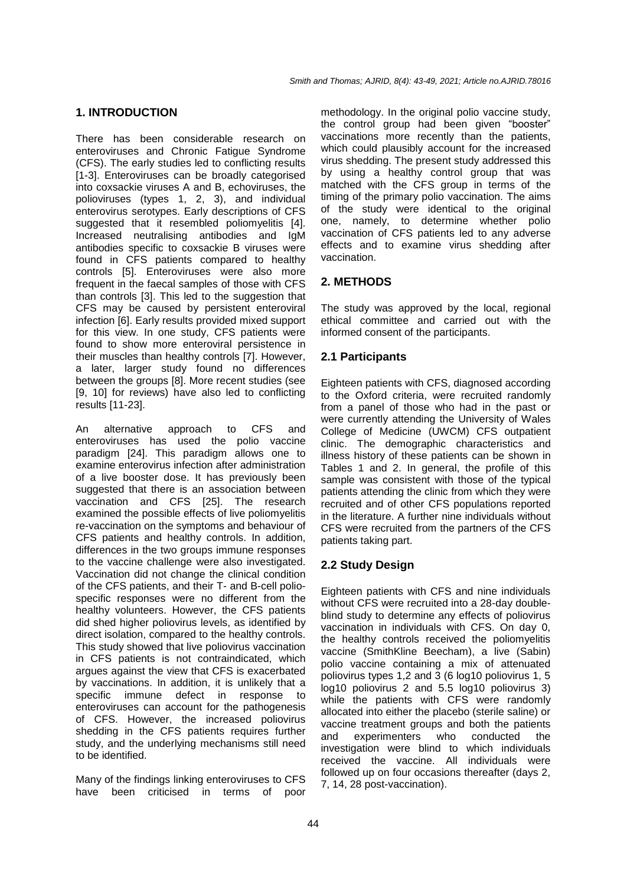## 1. INTRODUCTION

There has been considerable research on enteroviruses and Chronic Fatigue Syndrome (CFS). The early studies led to conflicting results [1-3]. Enteroviruses can be broadly categorised into coxsackie viruses A and B, echoviruses, the polioviruses (types 1, 2, 3), and individual enterovirus serotypes. Early descriptions of CFS suggested that it resembled poliomyelitis [4]. Increased neutralising antibodies and IgM antibodies specific to coxsackie B viruses were found in CFS patients compared to healthy controls [5]. Enteroviruses were also more frequent in the faecal samples of those with CFS than controls [3]. This led to the suggestion that CFS may be caused by persistent enteroviral infection [6]. Early results provided mixed support for this view. In one study, CFS patients were found to show more enteroviral persistence in their muscles than healthy controls [7]. However, a later, larger study found no differences between the groups [8]. More recent studies (see [9, 10] for reviews) have also led to conflicting results [11-23].

An alternative approach to CFS and enteroviruses has used the polio vaccine paradigm [24]. This paradigm allows one to examine enterovirus infection after administration of a live booster dose. It has previously been suggested that there is an association between vaccination and CFS [25]. The research examined the possible effects of live poliomyelitis re-vaccination on the symptoms and behaviour of CFS patients and healthy controls. In addition, differences in the two groups immune responses to the vaccine challenge were also investigated. Vaccination did not change the clinical condition of the CFS patients, and their T- and B-cell polio-specific responses were no different from the healthy volunteers. However, the CFS patients did shed higher poliovirus levels, as identified by direct isolation, compared to the healthy controls. This study showed that live poliovirus vaccination in CFS patients is not contraindicated, which argues against the view that CFS is exacerbated by vaccinations. In addition, it is unlikely that a specific immune defect in response to enteroviruses can account for the pathogenesis of CFS. However, the increased poliovirus shedding in the CFS patients requires further study, and the underlying mechanisms still need to be identified.

Many of the findings linking enteroviruses to CFS have been criticised in terms of poor methodology. In the original polio vaccine study, the control group had been given "booster" vaccinations more recently than the patients, which could plausibly account for the increased virus shedding. The present study addressed this by using a healthy control group that was matched with the CFS group in terms of the timing of the primary polio vaccination. The aims of the study were identical to the original one, namely, to determine whether polio vaccination of CFS patients led to any adverse effects and to examine virus shedding after vaccination.

## 2. METHODS

The study was approved by the local, regional ethical committee and carried out with the informed consent of the participants.

### 2.1 Participants

Eighteen patients with CFS, diagnosed according to the Oxford criteria, were recruited randomly from a panel of those who had in the past or were currently attending the University of Wales College of Medicine (UWCM) CFS outpatient clinic. The demographic characteristics and illness history of these patients can be shown in Tables 1 and 2. In general, the profile of this sample was consistent with those of the typical patients attending the clinic from which they were recruited and of other CFS populations reported in the literature. A further nine individuals without CFS were recruited from the partners of the CFS patients taking part.

### 2.2 Study Design

Eighteen patients with CFS and nine individuals without CFS were recruited into a 28-day double-blind study to determine any effects of poliovirus vaccination in individuals with CFS. On day 0, the healthy controls received the poliomyelitis vaccine (SmithKline Beecham), a live (Sabin) polio vaccine containing a mix of attenuated poliovirus types 1,2 and 3 (6 log10 poliovirus 1, 5 log10 poliovirus 2 and 5.5 log10 poliovirus 3) while the patients with CFS were randomly allocated into either the placebo (sterile saline) or vaccine treatment groups and both the patients and experimenters who conducted the investigation were blind to which individuals received the vaccine. All individuals were followed up on four occasions thereafter (days 2, 7, 14, 28 post-vaccination).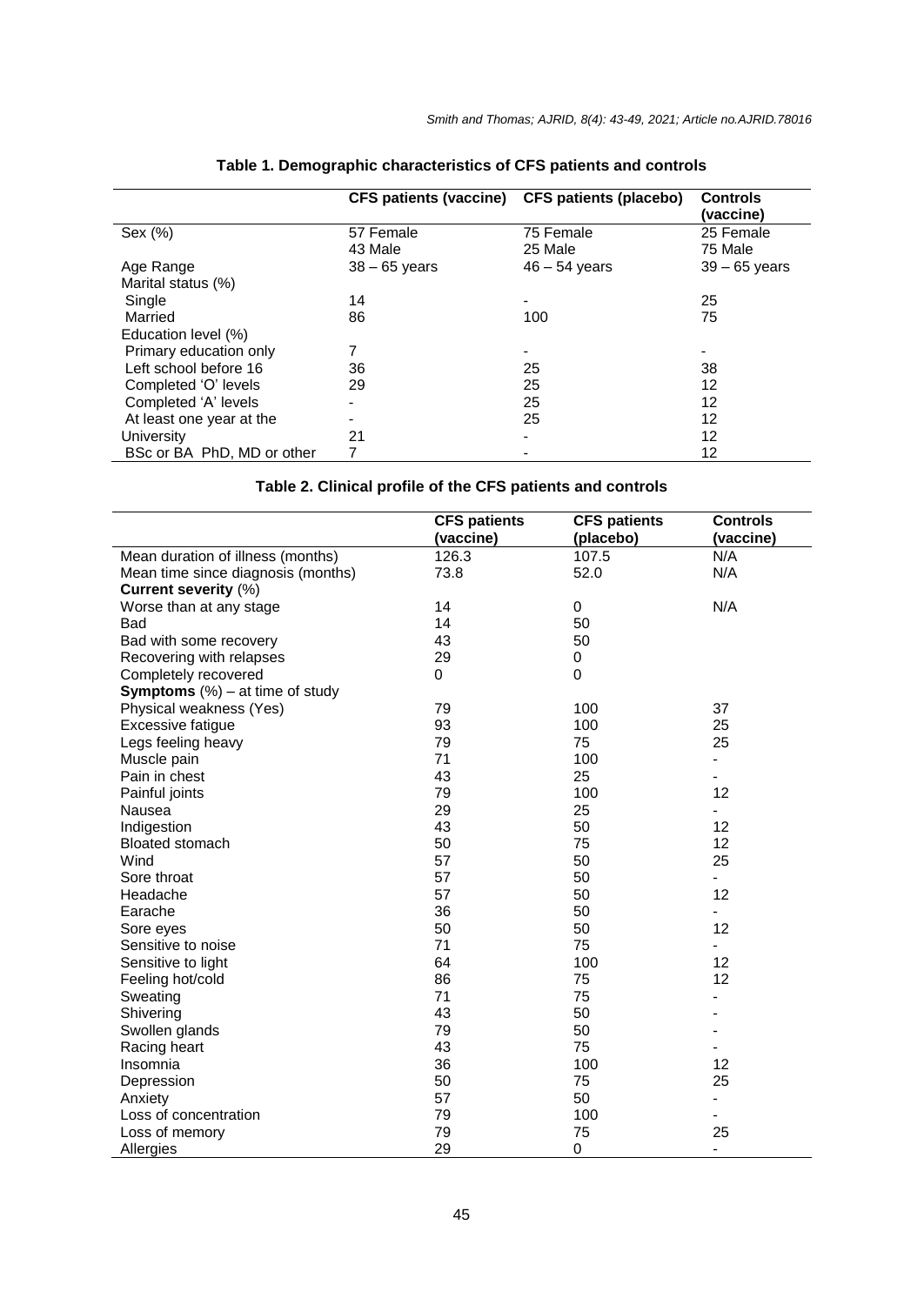**Table 1. Demographic characteristics of CFS patients and controls**

| | CFS patients (vaccine) | CFS patients (placebo) | Controls (vaccine) |
|---|---|---|---|
| Sex (%) | 57 Female<br>43 Male | 75 Female<br>25 Male | 25 Female<br>75 Male |
| Age Range | 38 – 65 years | 46 – 54 years | 39 – 65 years |
| Marital status (%) | | | |
| Single | 14 | - | 25 |
| Married | 86 | 100 | 75 |
| Education level (%) | | | |
| Primary education only | 7 | - | - |
| Left school before 16 | 36 | 25 | 38 |
| Completed 'O' levels | 29 | 25 | 12 |
| Completed 'A' levels | - | 25 | 12 |
| At least one year at the | - | 25 | 12 |
| University | 21 | - | 12 |
| BSc or BA PhD, MD or other | 7 | - | 12 |

**Table 2. Clinical profile of the CFS patients and controls**

| | CFS patients (vaccine) | CFS patients (placebo) | Controls (vaccine) |
|---|---|---|---|
| Mean duration of illness (months) | 126.3 | 107.5 | N/A |
| Mean time since diagnosis (months) | 73.8 | 52.0 | N/A |
| **Current severity** (%) | | | |
| Worse than at any stage | 14 | 0 | N/A |
| Bad | 14 | 50 | |
| Bad with some recovery | 43 | 50 | |
| Recovering with relapses | 29 | 0 | |
| Completely recovered | 0 | 0 | |
| **Symptoms** (%) – at time of study | | | |
| Physical weakness (Yes) | 79 | 100 | 37 |
| Excessive fatigue | 93 | 100 | 25 |
| Legs feeling heavy | 79 | 75 | 25 |
| Muscle pain | 71 | 100 | - |
| Pain in chest | 43 | 25 | - |
| Painful joints | 79 | 100 | 12 |
| Nausea | 29 | 25 | - |
| Indigestion | 43 | 50 | 12 |
| Bloated stomach | 50 | 75 | 12 |
| Wind | 57 | 50 | 25 |
| Sore throat | 57 | 50 | - |
| Headache | 57 | 50 | 12 |
| Earache | 36 | 50 | - |
| Sore eyes | 50 | 50 | 12 |
| Sensitive to noise | 71 | 75 | - |
| Sensitive to light | 64 | 100 | 12 |
| Feeling hot/cold | 86 | 75 | 12 |
| Sweating | 71 | 75 | - |
| Shivering | 43 | 50 | - |
| Swollen glands | 79 | 50 | - |
| Racing heart | 43 | 75 | - |
| Insomnia | 36 | 100 | 12 |
| Depression | 50 | 75 | 25 |
| Anxiety | 57 | 50 | - |
| Loss of concentration | 79 | 100 | - |
| Loss of memory | 79 | 75 | 25 |
| Allergies | 29 | 0 | - |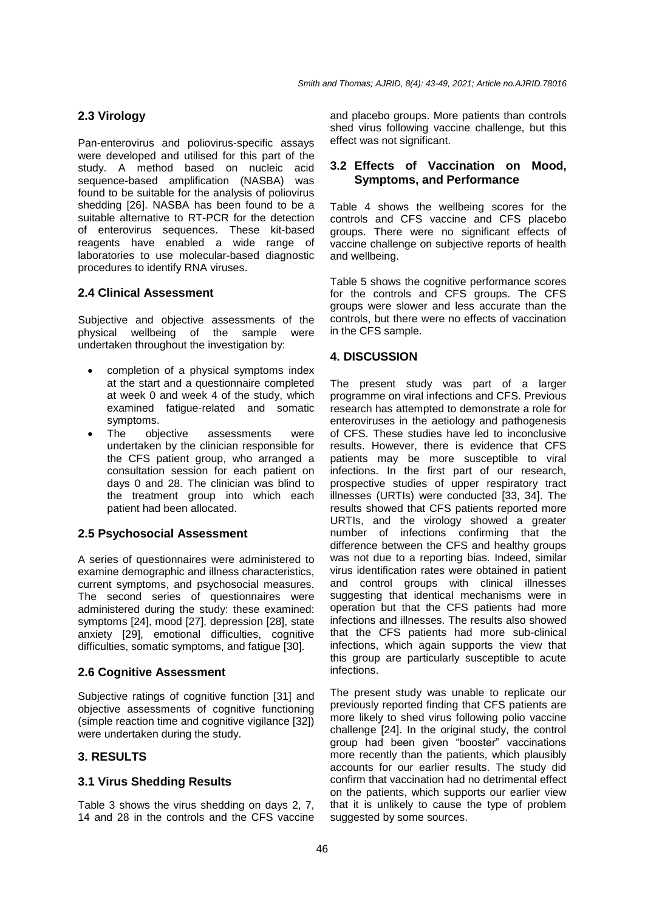## 2.3 Virology

Pan-enterovirus and poliovirus-specific assays were developed and utilised for this part of the study. A method based on nucleic acid sequence-based amplification (NASBA) was found to be suitable for the analysis of poliovirus shedding [26]. NASBA has been found to be a suitable alternative to RT-PCR for the detection of enterovirus sequences. These kit-based reagents have enabled a wide range of laboratories to use molecular-based diagnostic procedures to identify RNA viruses.

## 2.4 Clinical Assessment

Subjective and objective assessments of the physical wellbeing of the sample were undertaken throughout the investigation by:

- completion of a physical symptoms index at the start and a questionnaire completed at week 0 and week 4 of the study, which examined fatigue-related and somatic symptoms.
- The objective assessments were undertaken by the clinician responsible for the CFS patient group, who arranged a consultation session for each patient on days 0 and 28. The clinician was blind to the treatment group into which each patient had been allocated.

## 2.5 Psychosocial Assessment

A series of questionnaires were administered to examine demographic and illness characteristics, current symptoms, and psychosocial measures. The second series of questionnaires were administered during the study: these examined: symptoms [24], mood [27], depression [28], state anxiety [29], emotional difficulties, cognitive difficulties, somatic symptoms, and fatigue [30].

## 2.6 Cognitive Assessment

Subjective ratings of cognitive function [31] and objective assessments of cognitive functioning (simple reaction time and cognitive vigilance [32]) were undertaken during the study.

# 3. RESULTS

## 3.1 Virus Shedding Results

Table 3 shows the virus shedding on days 2, 7, 14 and 28 in the controls and the CFS vaccine and placebo groups. More patients than controls shed virus following vaccine challenge, but this effect was not significant.

## 3.2 Effects of Vaccination on Mood, Symptoms, and Performance

Table 4 shows the wellbeing scores for the controls and CFS vaccine and CFS placebo groups. There were no significant effects of vaccine challenge on subjective reports of health and wellbeing.

Table 5 shows the cognitive performance scores for the controls and CFS groups. The CFS groups were slower and less accurate than the controls, but there were no effects of vaccination in the CFS sample.

# 4. DISCUSSION

The present study was part of a larger programme on viral infections and CFS. Previous research has attempted to demonstrate a role for enteroviruses in the aetiology and pathogenesis of CFS. These studies have led to inconclusive results. However, there is evidence that CFS patients may be more susceptible to viral infections. In the first part of our research, prospective studies of upper respiratory tract illnesses (URTIs) were conducted [33, 34]. The results showed that CFS patients reported more URTIs, and the virology showed a greater number of infections confirming that the difference between the CFS and healthy groups was not due to a reporting bias. Indeed, similar virus identification rates were obtained in patient and control groups with clinical illnesses suggesting that identical mechanisms were in operation but that the CFS patients had more infections and illnesses. The results also showed that the CFS patients had more sub-clinical infections, which again supports the view that this group are particularly susceptible to acute infections.

The present study was unable to replicate our previously reported finding that CFS patients are more likely to shed virus following polio vaccine challenge [24]. In the original study, the control group had been given "booster" vaccinations more recently than the patients, which plausibly accounts for our earlier results. The study did confirm that vaccination had no detrimental effect on the patients, which supports our earlier view that it is unlikely to cause the type of problem suggested by some sources.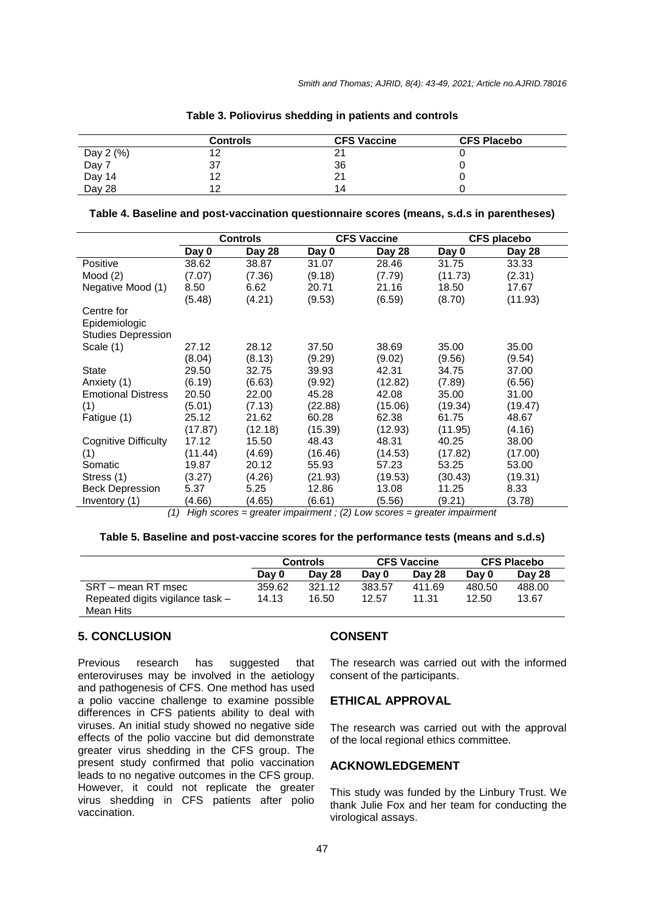**Table 3. Poliovirus shedding in patients and controls**

| | Controls | CFS Vaccine | CFS Placebo |
|---|---|---|---|
| Day 2 (%) | 12 | 21 | 0 |
| Day 7 | 37 | 36 | 0 |
| Day 14 | 12 | 21 | 0 |
| Day 28 | 12 | 14 | 0 |

**Table 4. Baseline and post-vaccination questionnaire scores (means, s.d.s in parentheses)**

| | Controls | | CFS Vaccine | | CFS placebo | |
|---|---|---|---|---|---|---|
| | Day 0 | Day 28 | Day 0 | Day 28 | Day 0 | Day 28 |
| Positive Mood (2) | 38.62 (7.07) | 38.87 (7.36) | 31.07 (9.18) | 28.46 (7.79) | 31.75 (11.73) | 33.33 (2.31) |
| Negative Mood (1) | 8.50 (5.48) | 6.62 (4.21) | 20.71 (9.53) | 21.16 (6.59) | 18.50 (8.70) | 17.67 (11.93) |
| Centre for Epidemiologic Studies Depression Scale (1) | 27.12 (8.04) | 28.12 (8.13) | 37.50 (9.29) | 38.69 (9.02) | 35.00 (9.56) | 35.00 (9.54) |
| State Anxiety (1) | 29.50 (6.19) | 32.75 (6.63) | 39.93 (9.92) | 42.31 (12.82) | 34.75 (7.89) | 37.00 (6.56) |
| Emotional Distress (1) | 20.50 (5.01) | 22.00 (7.13) | 45.28 (22.88) | 42.08 (15.06) | 35.00 (19.34) | 31.00 (19.47) |
| Fatigue (1) | 25.12 (17.87) | 21.62 (12.18) | 60.28 (15.39) | 62.38 (12.93) | 61.75 (11.95) | 48.67 (4.16) |
| Cognitive Difficulty (1) | 17.12 (11.44) | 15.50 (4.69) | 48.43 (16.46) | 48.31 (14.53) | 40.25 (17.82) | 38.00 (17.00) |
| Somatic Stress (1) | 19.87 (3.27) | 20.12 (4.26) | 55.93 (21.93) | 57.23 (19.53) | 53.25 (30.43) | 53.00 (19.31) |
| Beck Depression Inventory (1) | 5.37 (4.66) | 5.25 (4.65) | 12.86 (6.61) | 13.08 (5.56) | 11.25 (9.21) | 8.33 (3.78) |

*(1) High scores = greater impairment ; (2) Low scores = greater impairment*

**Table 5. Baseline and post-vaccine scores for the performance tests (means and s.d.s)**

| | Controls | | CFS Vaccine | | CFS Placebo | |
|---|---|---|---|---|---|---|
| | Day 0 | Day 28 | Day 0 | Day 28 | Day 0 | Day 28 |
| SRT – mean RT msec | 359.62 | 321.12 | 383.57 | 411.69 | 480.50 | 488.00 |
| Repeated digits vigilance task – Mean Hits | 14.13 | 16.50 | 12.57 | 11.31 | 12.50 | 13.67 |

## 5. CONCLUSION

Previous research has suggested that enteroviruses may be involved in the aetiology and pathogenesis of CFS. One method has used a polio vaccine challenge to examine possible differences in CFS patients ability to deal with viruses. An initial study showed no negative side effects of the polio vaccine but did demonstrate greater virus shedding in the CFS group. The present study confirmed that polio vaccination leads to no negative outcomes in the CFS group. However, it could not replicate the greater virus shedding in CFS patients after polio vaccination.

## CONSENT

The research was carried out with the informed consent of the participants.

## ETHICAL APPROVAL

The research was carried out with the approval of the local regional ethics committee.

## ACKNOWLEDGEMENT

This study was funded by the Linbury Trust. We thank Julie Fox and her team for conducting the virological assays.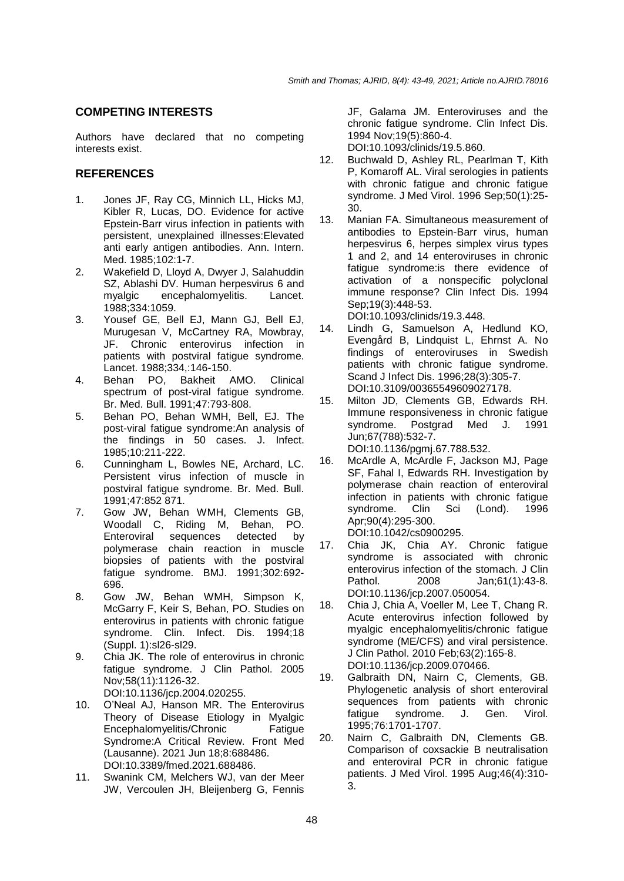## COMPETING INTERESTS

Authors have declared that no competing interests exist.

## REFERENCES

1. Jones JF, Ray CG, Minnich LL, Hicks MJ, Kibler R, Lucas, DO. Evidence for active Epstein-Barr virus infection in patients with persistent, unexplained illnesses:Elevated anti early antigen antibodies. Ann. Intern. Med. 1985;102:1-7.
2. Wakefield D, Lloyd A, Dwyer J, Salahuddin SZ, Ablashi DV. Human herpesvirus 6 and myalgic encephalomyelitis. Lancet. 1988;334:1059.
3. Yousef GE, Bell EJ, Mann GJ, Bell EJ, Murugesan V, McCartney RA, Mowbray, JF. Chronic enterovirus infection in patients with postviral fatigue syndrome. Lancet. 1988;334,:146-150.
4. Behan PO, Bakheit AMO. Clinical spectrum of post-viral fatigue syndrome. Br. Med. Bull. 1991;47:793-808.
5. Behan PO, Behan WMH, Bell, EJ. The post-viral fatigue syndrome:An analysis of the findings in 50 cases. J. Infect. 1985;10:211-222.
6. Cunningham L, Bowles NE, Archard, LC. Persistent virus infection of muscle in postviral fatigue syndrome. Br. Med. Bull. 1991;47:852 871.
7. Gow JW, Behan WMH, Clements GB, Woodall C, Riding M, Behan, PO. Enteroviral sequences detected by polymerase chain reaction in muscle biopsies of patients with the postviral fatigue syndrome. BMJ. 1991;302:692-696.
8. Gow JW, Behan WMH, Simpson K, McGarry F, Keir S, Behan, PO. Studies on enterovirus in patients with chronic fatigue syndrome. Clin. Infect. Dis. 1994;18 (Suppl. 1):sl26-sl29.
9. Chia JK. The role of enterovirus in chronic fatigue syndrome. J Clin Pathol. 2005 Nov;58(11):1126-32. DOI:10.1136/jcp.2004.020255.
10. O'Neal AJ, Hanson MR. The Enterovirus Theory of Disease Etiology in Myalgic Encephalomyelitis/Chronic Fatigue Syndrome:A Critical Review. Front Med (Lausanne). 2021 Jun 18;8:688486. DOI:10.3389/fmed.2021.688486.
11. Swanink CM, Melchers WJ, van der Meer JW, Vercoulen JH, Bleijenberg G, Fennis JF, Galama JM. Enteroviruses and the chronic fatigue syndrome. Clin Infect Dis. 1994 Nov;19(5):860-4. DOI:10.1093/clinids/19.5.860.
12. Buchwald D, Ashley RL, Pearlman T, Kith P, Komaroff AL. Viral serologies in patients with chronic fatigue and chronic fatigue syndrome. J Med Virol. 1996 Sep;50(1):25-30.
13. Manian FA. Simultaneous measurement of antibodies to Epstein-Barr virus, human herpesvirus 6, herpes simplex virus types 1 and 2, and 14 enteroviruses in chronic fatigue syndrome:is there evidence of activation of a nonspecific polyclonal immune response? Clin Infect Dis. 1994 Sep;19(3):448-53. DOI:10.1093/clinids/19.3.448.
14. Lindh G, Samuelson A, Hedlund KO, Evengård B, Lindquist L, Ehrnst A. No findings of enteroviruses in Swedish patients with chronic fatigue syndrome. Scand J Infect Dis. 1996;28(3):305-7. DOI:10.3109/00365549609027178.
15. Milton JD, Clements GB, Edwards RH. Immune responsiveness in chronic fatigue syndrome. Postgrad Med J. 1991 Jun;67(788):532-7. DOI:10.1136/pgmj.67.788.532.
16. McArdle A, McArdle F, Jackson MJ, Page SF, Fahal I, Edwards RH. Investigation by polymerase chain reaction of enteroviral infection in patients with chronic fatigue syndrome. Clin Sci (Lond). 1996 Apr;90(4):295-300. DOI:10.1042/cs0900295.
17. Chia JK, Chia AY. Chronic fatigue syndrome is associated with chronic enterovirus infection of the stomach. J Clin Pathol. 2008 Jan;61(1):43-8. DOI:10.1136/jcp.2007.050054.
18. Chia J, Chia A, Voeller M, Lee T, Chang R. Acute enterovirus infection followed by myalgic encephalomyelitis/chronic fatigue syndrome (ME/CFS) and viral persistence. J Clin Pathol. 2010 Feb;63(2):165-8. DOI:10.1136/jcp.2009.070466.
19. Galbraith DN, Nairn C, Clements, GB. Phylogenetic analysis of short enteroviral sequences from patients with chronic fatigue syndrome. J. Gen. Virol. 1995;76:1701-1707.
20. Nairn C, Galbraith DN, Clements GB. Comparison of coxsackie B neutralisation and enteroviral PCR in chronic fatigue patients. J Med Virol. 1995 Aug;46(4):310-3.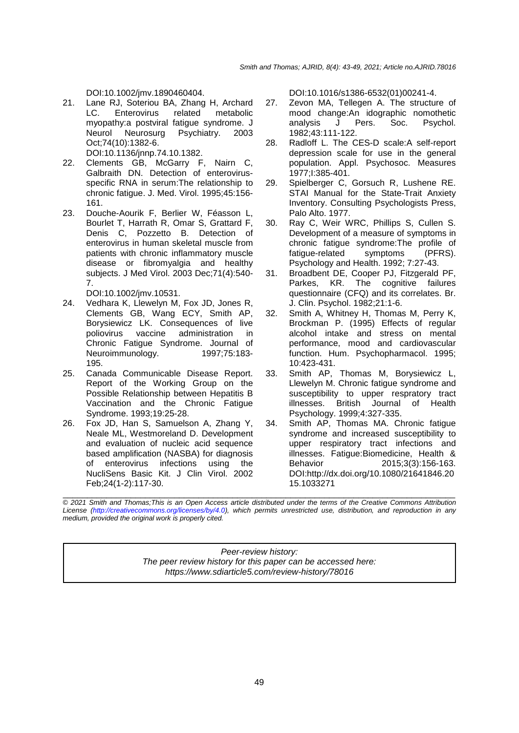DOI:10.1002/jmv.1890460404.

21. Lane RJ, Soteriou BA, Zhang H, Archard LC. Enterovirus related metabolic myopathy:a postviral fatigue syndrome. J Neurol Neurosurg Psychiatry. 2003 Oct;74(10):1382-6. DOI:10.1136/jnnp.74.10.1382.
22. Clements GB, McGarry F, Nairn C, Galbraith DN. Detection of enterovirus-specific RNA in serum:The relationship to chronic fatigue. J. Med. Virol. 1995;45:156-161.
23. Douche-Aourik F, Berlier W, Féasson L, Bourlet T, Harrath R, Omar S, Grattard F, Denis C, Pozzetto B. Detection of enterovirus in human skeletal muscle from patients with chronic inflammatory muscle disease or fibromyalgia and healthy subjects. J Med Virol. 2003 Dec;71(4):540-7. DOI:10.1002/jmv.10531.
24. Vedhara K, Llewelyn M, Fox JD, Jones R, Clements GB, Wang ECY, Smith AP, Borysiewicz LK. Consequences of live poliovirus vaccine administration in Chronic Fatigue Syndrome. Journal of Neuroimmunology. 1997;75:183-195.
25. Canada Communicable Disease Report. Report of the Working Group on the Possible Relationship between Hepatitis B Vaccination and the Chronic Fatigue Syndrome. 1993;19:25-28.
26. Fox JD, Han S, Samuelson A, Zhang Y, Neale ML, Westmoreland D. Development and evaluation of nucleic acid sequence based amplification (NASBA) for diagnosis of enterovirus infections using the NucliSens Basic Kit. J Clin Virol. 2002 Feb;24(1-2):117-30. DOI:10.1016/s1386-6532(01)00241-4.
27. Zevon MA, Tellegen A. The structure of mood change:An idographic nomothetic analysis J Pers. Soc. Psychol. 1982;43:111-122.
28. Radloff L. The CES-D scale:A self-report depression scale for use in the general population. Appl. Psychosoc. Measures 1977;I:385-401.
29. Spielberger C, Gorsuch R, Lushene RE. STAI Manual for the State-Trait Anxiety Inventory. Consulting Psychologists Press, Palo Alto. 1977.
30. Ray C, Weir WRC, Phillips S, Cullen S. Development of a measure of symptoms in chronic fatigue syndrome:The profile of fatigue-related symptoms (PFRS). Psychology and Health. 1992; 7:27-43.
31. Broadbent DE, Cooper PJ, Fitzgerald PF, Parkes, KR. The cognitive failures questionnaire (CFQ) and its correlates. Br. J. Clin. Psychol. 1982;21:1-6.
32. Smith A, Whitney H, Thomas M, Perry K, Brockman P. (1995) Effects of regular alcohol intake and stress on mental performance, mood and cardiovascular function. Hum. Psychopharmacol. 1995; 10:423-431.
33. Smith AP, Thomas M, Borysiewicz L, Llewelyn M. Chronic fatigue syndrome and susceptibility to upper respratory tract illnesses. British Journal of Health Psychology. 1999;4:327-335.
34. Smith AP, Thomas MA. Chronic fatigue syndrome and increased susceptibility to upper respiratory tract infections and illnesses. Fatigue:Biomedicine, Health & Behavior 2015;3(3):156-163. DOI:http://dx.doi.org/10.1080/21641846.2015.1033271

---

*© 2021 Smith and Thomas;This is an Open Access article distributed under the terms of the Creative Commons Attribution License (http://creativecommons.org/licenses/by/4.0), which permits unrestricted use, distribution, and reproduction in any medium, provided the original work is properly cited.*

*Peer-review history:*
*The peer review history for this paper can be accessed here:*
*https://www.sdiarticle5.com/review-history/78016*